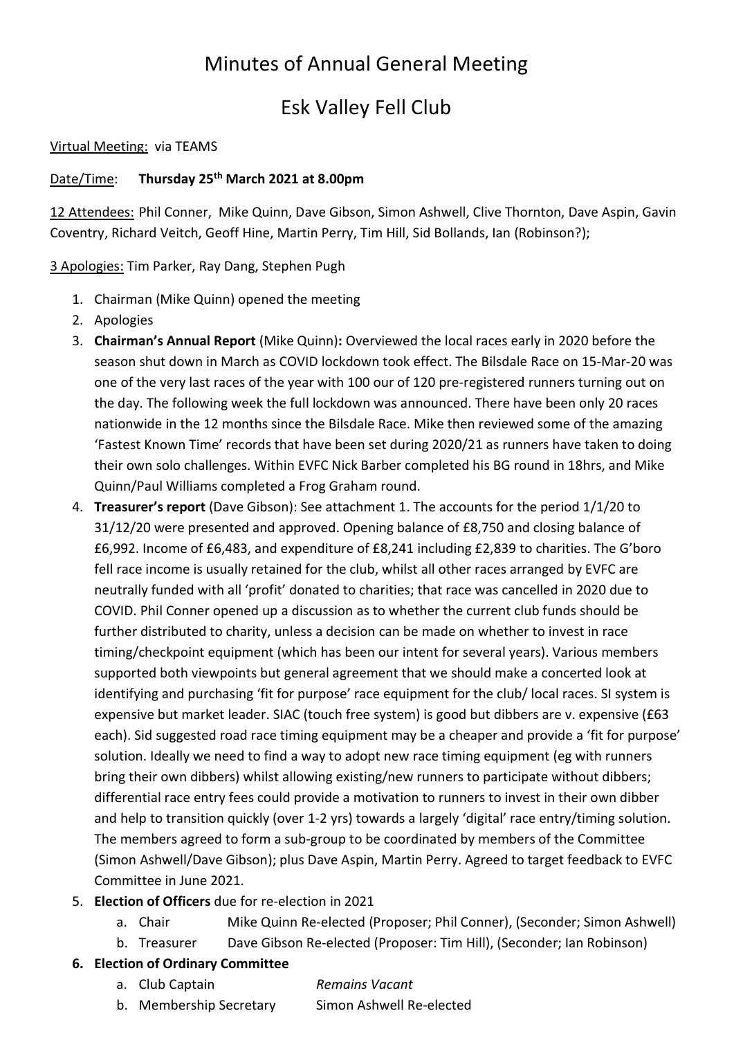# Minutes of Annual General Meeting

# Esk Valley Fell Club

Virtual Meeting: via TEAMS

Date/Time: **Thursday 25th March 2021 at 8.00pm**

12 Attendees: Phil Conner, Mike Quinn, Dave Gibson, Simon Ashwell, Clive Thornton, Dave Aspin, Gavin Coventry, Richard Veitch, Geoff Hine, Martin Perry, Tim Hill, Sid Bollands, Ian (Robinson?);

3 Apologies: Tim Parker, Ray Dang, Stephen Pugh

1. Chairman (Mike Quinn) opened the meeting
2. Apologies
3. **Chairman's Annual Report** (Mike Quinn)**:** Overviewed the local races early in 2020 before the season shut down in March as COVID lockdown took effect. The Bilsdale Race on 15-Mar-20 was one of the very last races of the year with 100 our of 120 pre-registered runners turning out on the day. The following week the full lockdown was announced. There have been only 20 races nationwide in the 12 months since the Bilsdale Race. Mike then reviewed some of the amazing 'Fastest Known Time' records that have been set during 2020/21 as runners have taken to doing their own solo challenges. Within EVFC Nick Barber completed his BG round in 18hrs, and Mike Quinn/Paul Williams completed a Frog Graham round.
4. **Treasurer's report** (Dave Gibson): See attachment 1. The accounts for the period 1/1/20 to 31/12/20 were presented and approved. Opening balance of £8,750 and closing balance of £6,992. Income of £6,483, and expenditure of £8,241 including £2,839 to charities. The G'boro fell race income is usually retained for the club, whilst all other races arranged by EVFC are neutrally funded with all 'profit' donated to charities; that race was cancelled in 2020 due to COVID. Phil Conner opened up a discussion as to whether the current club funds should be further distributed to charity, unless a decision can be made on whether to invest in race timing/checkpoint equipment (which has been our intent for several years). Various members supported both viewpoints but general agreement that we should make a concerted look at identifying and purchasing 'fit for purpose' race equipment for the club/ local races. SI system is expensive but market leader. SIAC (touch free system) is good but dibbers are v. expensive (£63 each). Sid suggested road race timing equipment may be a cheaper and provide a 'fit for purpose' solution. Ideally we need to find a way to adopt new race timing equipment (eg with runners bring their own dibbers) whilst allowing existing/new runners to participate without dibbers; differential race entry fees could provide a motivation to runners to invest in their own dibber and help to transition quickly (over 1-2 yrs) towards a largely 'digital' race entry/timing solution. The members agreed to form a sub-group to be coordinated by members of the Committee (Simon Ashwell/Dave Gibson); plus Dave Aspin, Martin Perry. Agreed to target feedback to EVFC Committee in June 2021.
5. **Election of Officers** due for re-election in 2021
   a. Chair — Mike Quinn Re-elected (Proposer; Phil Conner), (Seconder; Simon Ashwell)
   b. Treasurer — Dave Gibson Re-elected (Proposer: Tim Hill), (Seconder; Ian Robinson)
6. **Election of Ordinary Committee**
   a. Club Captain — *Remains Vacant*
   b. Membership Secretary — Simon Ashwell Re-elected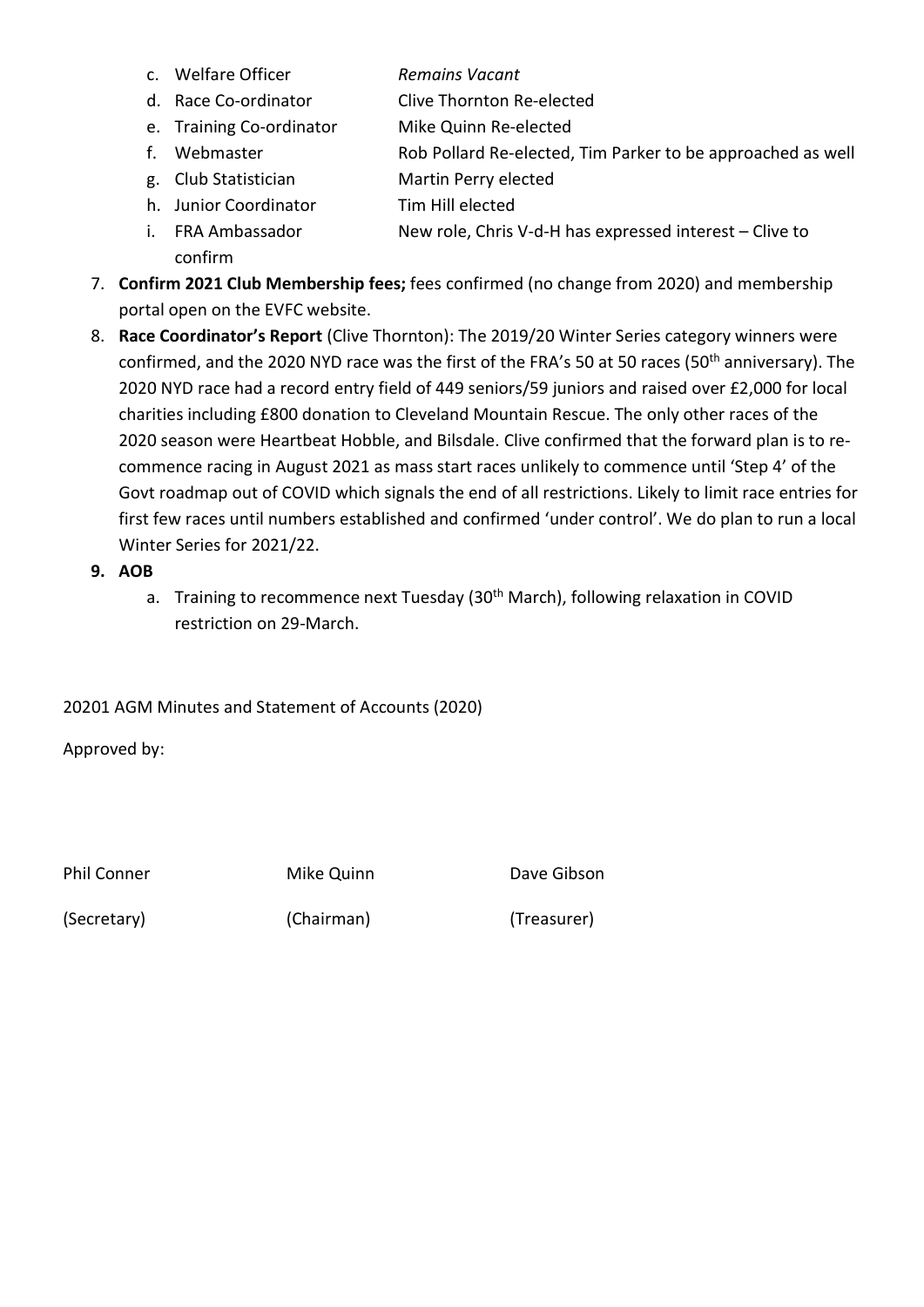c. Welfare Officer — *Remains Vacant*
d. Race Co-ordinator — Clive Thornton Re-elected
e. Training Co-ordinator — Mike Quinn Re-elected
f. Webmaster — Rob Pollard Re-elected, Tim Parker to be approached as well
g. Club Statistician — Martin Perry elected
h. Junior Coordinator — Tim Hill elected
i. FRA Ambassador — New role, Chris V-d-H has expressed interest – Clive to confirm

7. **Confirm 2021 Club Membership fees;** fees confirmed (no change from 2020) and membership portal open on the EVFC website.
8. **Race Coordinator's Report** (Clive Thornton): The 2019/20 Winter Series category winners were confirmed, and the 2020 NYD race was the first of the FRA's 50 at 50 races (50th anniversary). The 2020 NYD race had a record entry field of 449 seniors/59 juniors and raised over £2,000 for local charities including £800 donation to Cleveland Mountain Rescue. The only other races of the 2020 season were Heartbeat Hobble, and Bilsdale. Clive confirmed that the forward plan is to re-commence racing in August 2021 as mass start races unlikely to commence until 'Step 4' of the Govt roadmap out of COVID which signals the end of all restrictions. Likely to limit race entries for first few races until numbers established and confirmed 'under control'. We do plan to run a local Winter Series for 2021/22.
9. **AOB**
   a. Training to recommence next Tuesday (30th March), following relaxation in COVID restriction on 29-March.

20201 AGM Minutes and Statement of Accounts (2020)

Approved by:

| Phil Conner | Mike Quinn | Dave Gibson |
|---|---|---|
| (Secretary) | (Chairman) | (Treasurer) |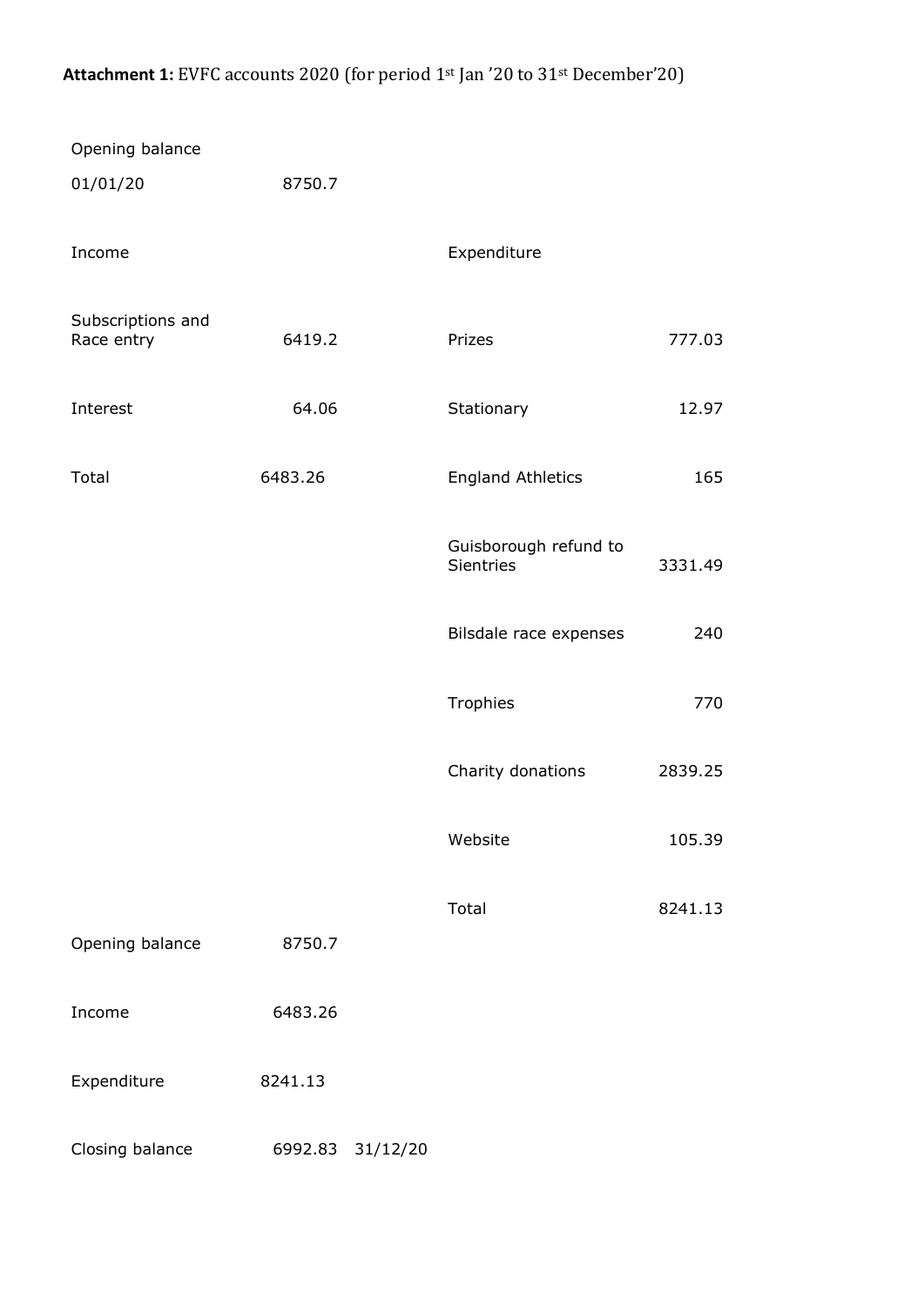**Attachment 1:** EVFC accounts 2020 (for period 1st Jan '20 to 31st December'20)

Opening balance
01/01/20 8750.7

| Income | | Expenditure | |
|---|---|---|---|
| Subscriptions and Race entry | 6419.2 | Prizes | 777.03 |
| Interest | 64.06 | Stationary | 12.97 |
| Total | 6483.26 | England Athletics | 165 |
| | | Guisborough refund to Sientries | 3331.49 |
| | | Bilsdale race expenses | 240 |
| | | Trophies | 770 |
| | | Charity donations | 2839.25 |
| | | Website | 105.39 |
| | | Total | 8241.13 |

| | | |
|---|---|---|
| Opening balance | 8750.7 | |
| Income | 6483.26 | |
| Expenditure | 8241.13 | |
| Closing balance | 6992.83 | 31/12/20 |